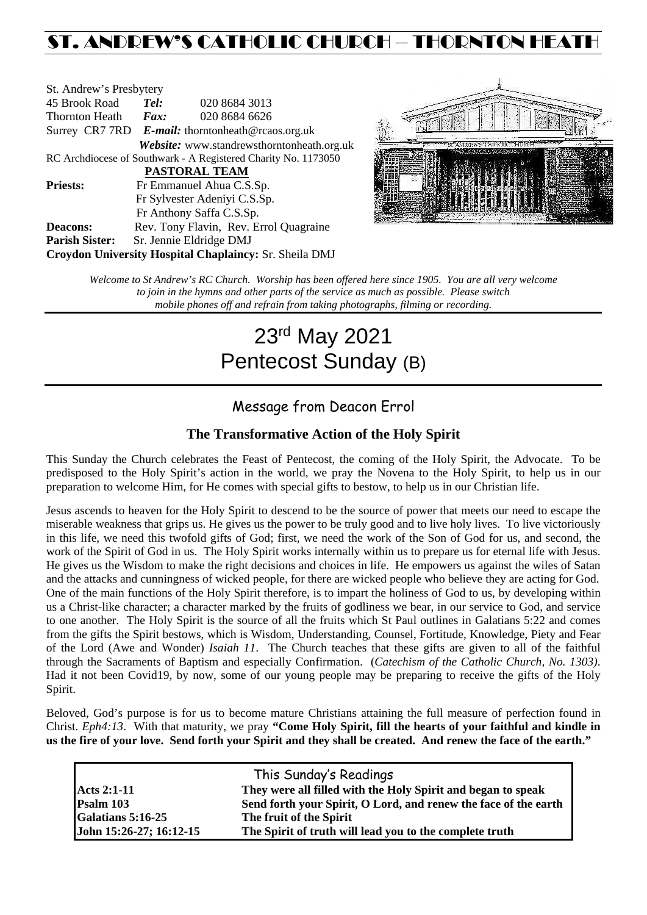# ST. ANDREW'S CATHOLIC CHURCH – THORNTON HEATH

St. Andrew's Presbytery
45 Brook Road *Tel:* 020 8684 3013
Thornton Heath *Fax:* 020 8684 6626
Surrey CR7 7RD *E-mail:* thorntonheath@rcaos.org.uk
*Website:* www.standrewsthorntonheath.org.uk
RC Archdiocese of Southwark - A Registered Charity No. 1173050

**PASTORAL TEAM**

**Priests:** Fr Emmanuel Ahua C.S.Sp.
Fr Sylvester Adeniyi C.S.Sp.
Fr Anthony Saffa C.S.Sp.
**Deacons:** Rev. Tony Flavin, Rev. Errol Quagraine
**Parish Sister:** Sr. Jennie Eldridge DMJ
**Croydon University Hospital Chaplaincy:** Sr. Sheila DMJ

*Welcome to St Andrew's RC Church. Worship has been offered here since 1905. You are all very welcome to join in the hymns and other parts of the service as much as possible. Please switch mobile phones off and refrain from taking photographs, filming or recording.*

# 23rd May 2021
# Pentecost Sunday (B)

## Message from Deacon Errol

### The Transformative Action of the Holy Spirit

This Sunday the Church celebrates the Feast of Pentecost, the coming of the Holy Spirit, the Advocate. To be predisposed to the Holy Spirit's action in the world, we pray the Novena to the Holy Spirit, to help us in our preparation to welcome Him, for He comes with special gifts to bestow, to help us in our Christian life.

Jesus ascends to heaven for the Holy Spirit to descend to be the source of power that meets our need to escape the miserable weakness that grips us. He gives us the power to be truly good and to live holy lives. To live victoriously in this life, we need this twofold gifts of God; first, we need the work of the Son of God for us, and second, the work of the Spirit of God in us. The Holy Spirit works internally within us to prepare us for eternal life with Jesus. He gives us the Wisdom to make the right decisions and choices in life. He empowers us against the wiles of Satan and the attacks and cunningness of wicked people, for there are wicked people who believe they are acting for God. One of the main functions of the Holy Spirit therefore, is to impart the holiness of God to us, by developing within us a Christ-like character; a character marked by the fruits of godliness we bear, in our service to God, and service to one another. The Holy Spirit is the source of all the fruits which St Paul outlines in Galatians 5:22 and comes from the gifts the Spirit bestows, which is Wisdom, Understanding, Counsel, Fortitude, Knowledge, Piety and Fear of the Lord (Awe and Wonder) *Isaiah 11*. The Church teaches that these gifts are given to all of the faithful through the Sacraments of Baptism and especially Confirmation. (*Catechism of the Catholic Church, No. 1303)*. Had it not been Covid19, by now, some of our young people may be preparing to receive the gifts of the Holy Spirit.

Beloved, God's purpose is for us to become mature Christians attaining the full measure of perfection found in Christ. *Eph4:13*. With that maturity, we pray **"Come Holy Spirit, fill the hearts of your faithful and kindle in us the fire of your love. Send forth your Spirit and they shall be created. And renew the face of the earth."**

| This Sunday's Readings | |
|---|---|
| **Acts 2:1-11** | **They were all filled with the Holy Spirit and began to speak** |
| **Psalm 103** | **Send forth your Spirit, O Lord, and renew the face of the earth** |
| **Galatians 5:16-25** | **The fruit of the Spirit** |
| **John 15:26-27; 16:12-15** | **The Spirit of truth will lead you to the complete truth** |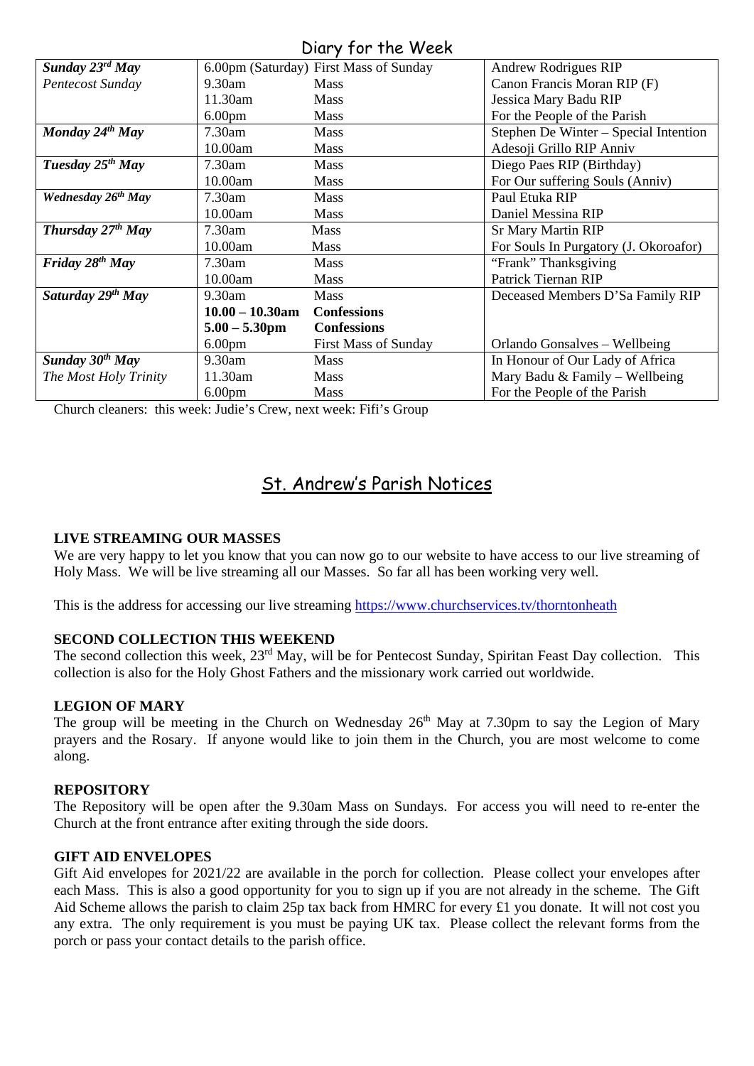## Diary for the Week

| | | | |
|---|---|---|---|
| ***Sunday 23rd May*** | 6.00pm (Saturday) | First Mass of Sunday | Andrew Rodrigues RIP |
| *Pentecost Sunday* | 9.30am | Mass | Canon Francis Moran RIP (F) |
| | 11.30am | Mass | Jessica Mary Badu RIP |
| | 6.00pm | Mass | For the People of the Parish |
| ***Monday 24th May*** | 7.30am | Mass | Stephen De Winter – Special Intention |
| | 10.00am | Mass | Adesoji Grillo RIP Anniv |
| ***Tuesday 25th May*** | 7.30am | Mass | Diego Paes RIP (Birthday) |
| | 10.00am | Mass | For Our suffering Souls (Anniv) |
| ***Wednesday 26th May*** | 7.30am | Mass | Paul Etuka RIP |
| | 10.00am | Mass | Daniel Messina RIP |
| ***Thursday 27th May*** | 7.30am | Mass | Sr Mary Martin RIP |
| | 10.00am | Mass | For Souls In Purgatory (J. Okoroafor) |
| ***Friday 28th May*** | 7.30am | Mass | "Frank" Thanksgiving |
| | 10.00am | Mass | Patrick Tiernan RIP |
| ***Saturday 29th May*** | 9.30am | Mass | Deceased Members D'Sa Family RIP |
| | **10.00 – 10.30am** | **Confessions** | |
| | **5.00 – 5.30pm** | **Confessions** | |
| | 6.00pm | First Mass of Sunday | Orlando Gonsalves – Wellbeing |
| ***Sunday 30th May*** | 9.30am | Mass | In Honour of Our Lady of Africa |
| *The Most Holy Trinity* | 11.30am | Mass | Mary Badu & Family – Wellbeing |
| | 6.00pm | Mass | For the People of the Parish |

Church cleaners: this week: Judie's Crew, next week: Fifi's Group

## St. Andrew's Parish Notices

**LIVE STREAMING OUR MASSES**

We are very happy to let you know that you can now go to our website to have access to our live streaming of Holy Mass. We will be live streaming all our Masses. So far all has been working very well.

This is the address for accessing our live streaming https://www.churchservices.tv/thorntonheath

**SECOND COLLECTION THIS WEEKEND**

The second collection this week, 23rd May, will be for Pentecost Sunday, Spiritan Feast Day collection. This collection is also for the Holy Ghost Fathers and the missionary work carried out worldwide.

**LEGION OF MARY**

The group will be meeting in the Church on Wednesday 26th May at 7.30pm to say the Legion of Mary prayers and the Rosary. If anyone would like to join them in the Church, you are most welcome to come along.

**REPOSITORY**

The Repository will be open after the 9.30am Mass on Sundays. For access you will need to re-enter the Church at the front entrance after exiting through the side doors.

**GIFT AID ENVELOPES**

Gift Aid envelopes for 2021/22 are available in the porch for collection. Please collect your envelopes after each Mass. This is also a good opportunity for you to sign up if you are not already in the scheme. The Gift Aid Scheme allows the parish to claim 25p tax back from HMRC for every £1 you donate. It will not cost you any extra. The only requirement is you must be paying UK tax. Please collect the relevant forms from the porch or pass your contact details to the parish office.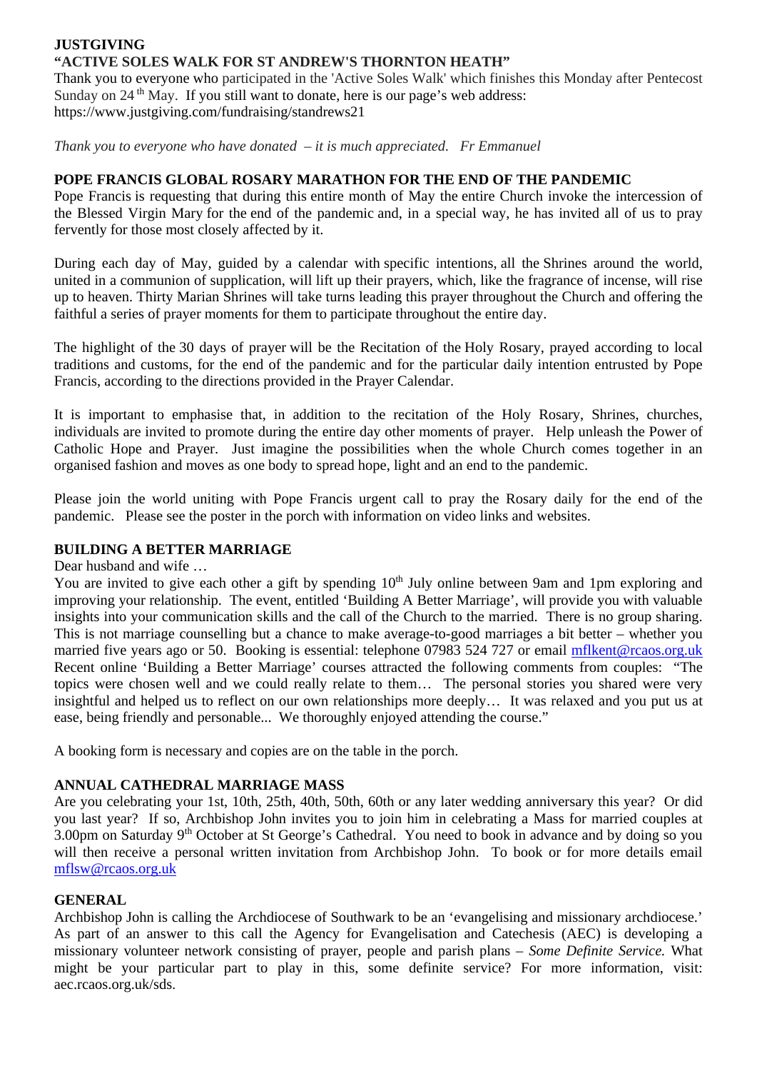**JUSTGIVING**
**"ACTIVE SOLES WALK FOR ST ANDREW'S THORNTON HEATH"**
Thank you to everyone who participated in the 'Active Soles Walk' which finishes this Monday after Pentecost Sunday on 24th May. If you still want to donate, here is our page's web address: https://www.justgiving.com/fundraising/standrews21

*Thank you to everyone who have donated – it is much appreciated. Fr Emmanuel*

**POPE FRANCIS GLOBAL ROSARY MARATHON FOR THE END OF THE PANDEMIC**
Pope Francis is requesting that during this entire month of May the entire Church invoke the intercession of the Blessed Virgin Mary for the end of the pandemic and, in a special way, he has invited all of us to pray fervently for those most closely affected by it.

During each day of May, guided by a calendar with specific intentions, all the Shrines around the world, united in a communion of supplication, will lift up their prayers, which, like the fragrance of incense, will rise up to heaven. Thirty Marian Shrines will take turns leading this prayer throughout the Church and offering the faithful a series of prayer moments for them to participate throughout the entire day.

The highlight of the 30 days of prayer will be the Recitation of the Holy Rosary, prayed according to local traditions and customs, for the end of the pandemic and for the particular daily intention entrusted by Pope Francis, according to the directions provided in the Prayer Calendar.

It is important to emphasise that, in addition to the recitation of the Holy Rosary, Shrines, churches, individuals are invited to promote during the entire day other moments of prayer. Help unleash the Power of Catholic Hope and Prayer. Just imagine the possibilities when the whole Church comes together in an organised fashion and moves as one body to spread hope, light and an end to the pandemic.

Please join the world uniting with Pope Francis urgent call to pray the Rosary daily for the end of the pandemic. Please see the poster in the porch with information on video links and websites.

**BUILDING A BETTER MARRIAGE**
Dear husband and wife …
You are invited to give each other a gift by spending 10th July online between 9am and 1pm exploring and improving your relationship. The event, entitled 'Building A Better Marriage', will provide you with valuable insights into your communication skills and the call of the Church to the married. There is no group sharing. This is not marriage counselling but a chance to make average-to-good marriages a bit better – whether you married five years ago or 50. Booking is essential: telephone 07983 524 727 or email mflkent@rcaos.org.uk
Recent online 'Building a Better Marriage' courses attracted the following comments from couples: "The topics were chosen well and we could really relate to them… The personal stories you shared were very insightful and helped us to reflect on our own relationships more deeply… It was relaxed and you put us at ease, being friendly and personable... We thoroughly enjoyed attending the course."

A booking form is necessary and copies are on the table in the porch.

**ANNUAL CATHEDRAL MARRIAGE MASS**
Are you celebrating your 1st, 10th, 25th, 40th, 50th, 60th or any later wedding anniversary this year? Or did you last year? If so, Archbishop John invites you to join him in celebrating a Mass for married couples at 3.00pm on Saturday 9th October at St George's Cathedral. You need to book in advance and by doing so you will then receive a personal written invitation from Archbishop John. To book or for more details email mflsw@rcaos.org.uk

**GENERAL**
Archbishop John is calling the Archdiocese of Southwark to be an 'evangelising and missionary archdiocese.' As part of an answer to this call the Agency for Evangelisation and Catechesis (AEC) is developing a missionary volunteer network consisting of prayer, people and parish plans – *Some Definite Service.* What might be your particular part to play in this, some definite service? For more information, visit: aec.rcaos.org.uk/sds.